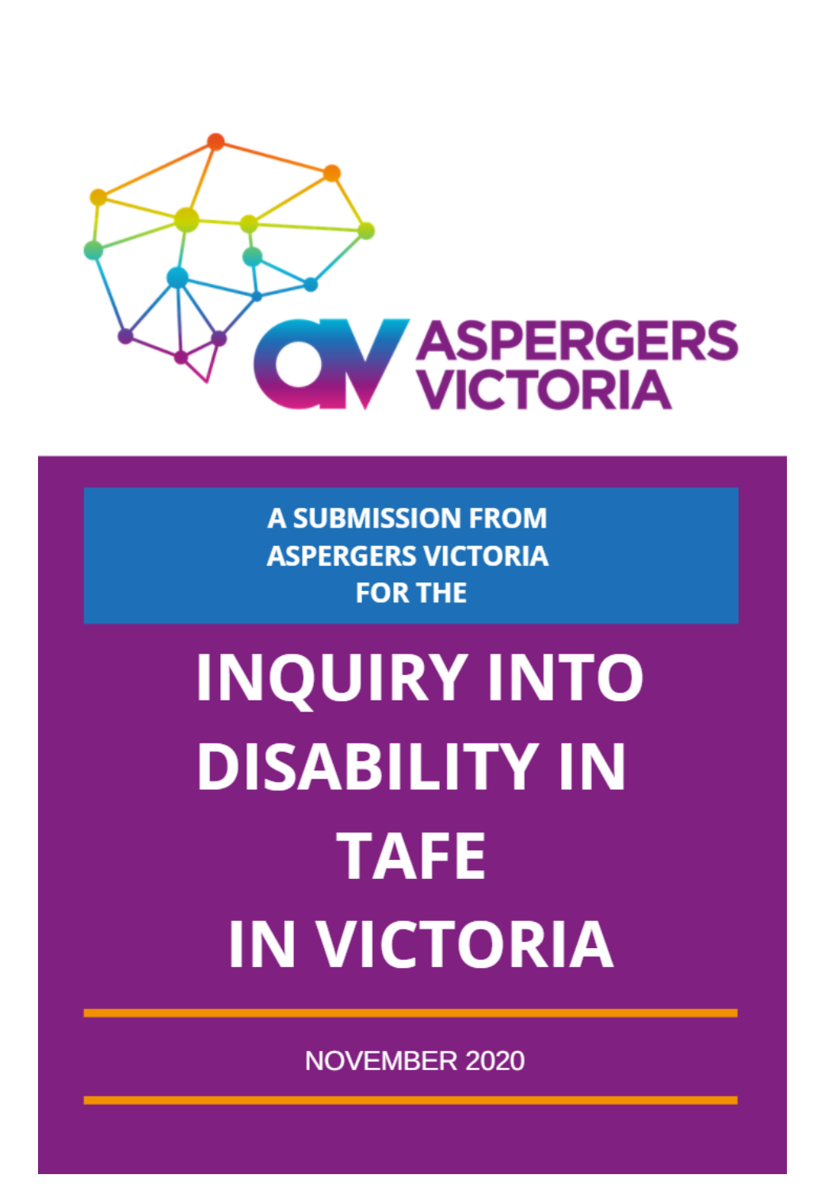ASPERGERS VICTORIA

A SUBMISSION FROM ASPERGERS VICTORIA FOR THE

# INQUIRY INTO DISABILITY IN TAFE IN VICTORIA

NOVEMBER 2020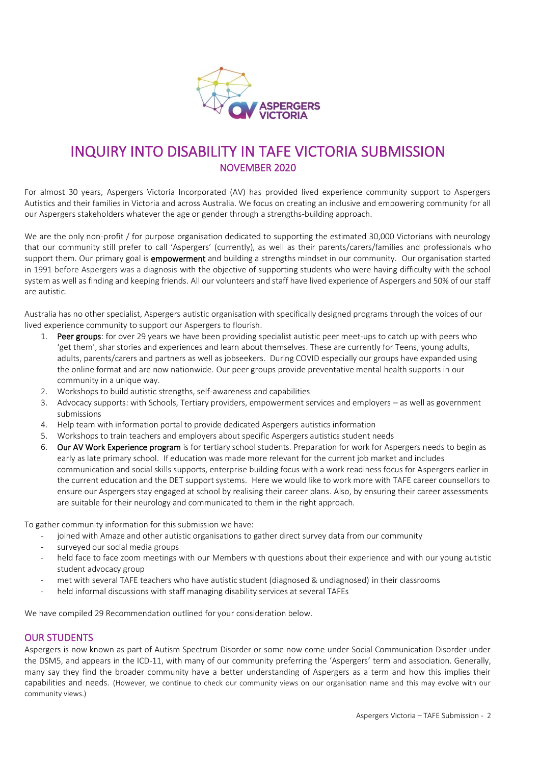# INQUIRY INTO DISABILITY IN TAFE VICTORIA SUBMISSION

## NOVEMBER 2020

For almost 30 years, Aspergers Victoria Incorporated (AV) has provided lived experience community support to Aspergers Autistics and their families in Victoria and across Australia. We focus on creating an inclusive and empowering community for all our Aspergers stakeholders whatever the age or gender through a strengths-building approach.

We are the only non-profit / for purpose organisation dedicated to supporting the estimated 30,000 Victorians with neurology that our community still prefer to call 'Aspergers' (currently), as well as their parents/carers/families and professionals who support them. Our primary goal is **empowerment** and building a strengths mindset in our community. Our organisation started in 1991 before Aspergers was a diagnosis with the objective of supporting students who were having difficulty with the school system as well as finding and keeping friends. All our volunteers and staff have lived experience of Aspergers and 50% of our staff are autistic.

Australia has no other specialist, Aspergers autistic organisation with specifically designed programs through the voices of our lived experience community to support our Aspergers to flourish.

1. **Peer groups**: for over 29 years we have been providing specialist autistic peer meet-ups to catch up with peers who 'get them', shar stories and experiences and learn about themselves. These are currently for Teens, young adults, adults, parents/carers and partners as well as jobseekers. During COVID especially our groups have expanded using the online format and are now nationwide. Our peer groups provide preventative mental health supports in our community in a unique way.
2. Workshops to build autistic strengths, self-awareness and capabilities
3. Advocacy supports: with Schools, Tertiary providers, empowerment services and employers – as well as government submissions
4. Help team with information portal to provide dedicated Aspergers autistics information
5. Workshops to train teachers and employers about specific Aspergers autistics student needs
6. **Our AV Work Experience program** is for tertiary school students. Preparation for work for Aspergers needs to begin as early as late primary school. If education was made more relevant for the current job market and includes communication and social skills supports, enterprise building focus with a work readiness focus for Aspergers earlier in the current education and the DET support systems. Here we would like to work more with TAFE career counsellors to ensure our Aspergers stay engaged at school by realising their career plans. Also, by ensuring their career assessments are suitable for their neurology and communicated to them in the right approach.

To gather community information for this submission we have:

- joined with Amaze and other autistic organisations to gather direct survey data from our community
- surveyed our social media groups
- held face to face zoom meetings with our Members with questions about their experience and with our young autistic student advocacy group
- met with several TAFE teachers who have autistic student (diagnosed & undiagnosed) in their classrooms
- held informal discussions with staff managing disability services at several TAFEs

We have compiled 29 Recommendation outlined for your consideration below.

## OUR STUDENTS

Aspergers is now known as part of Autism Spectrum Disorder or some now come under Social Communication Disorder under the DSM5, and appears in the ICD-11, with many of our community preferring the 'Aspergers' term and association. Generally, many say they find the broader community have a better understanding of Aspergers as a term and how this implies their capabilities and needs. (However, we continue to check our community views on our organisation name and this may evolve with our community views.)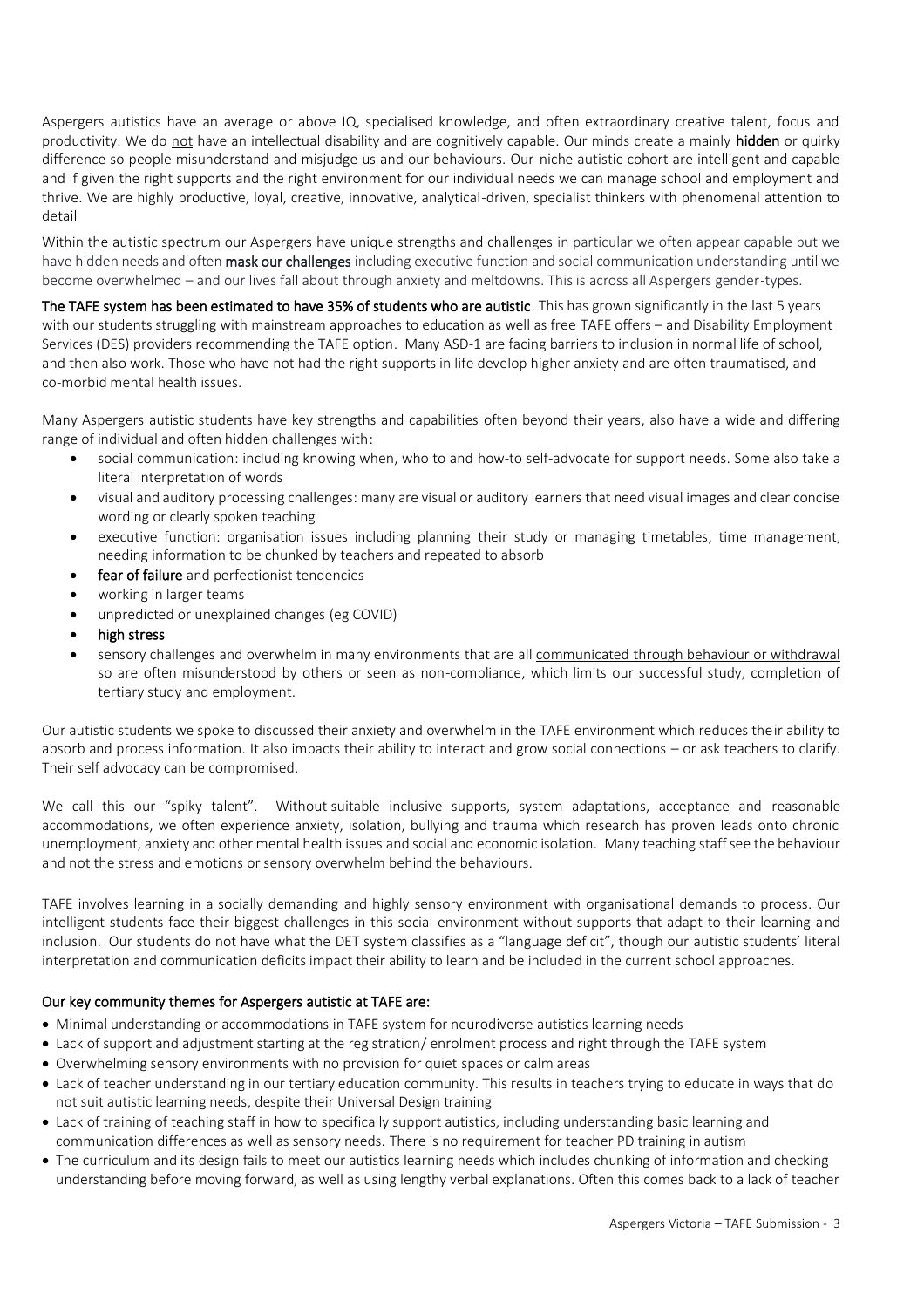Aspergers autistics have an average or above IQ, specialised knowledge, and often extraordinary creative talent, focus and productivity. We do not have an intellectual disability and are cognitively capable. Our minds create a mainly **hidden** or quirky difference so people misunderstand and misjudge us and our behaviours. Our niche autistic cohort are intelligent and capable and if given the right supports and the right environment for our individual needs we can manage school and employment and thrive. We are highly productive, loyal, creative, innovative, analytical-driven, specialist thinkers with phenomenal attention to detail

Within the autistic spectrum our Aspergers have unique strengths and challenges in particular we often appear capable but we have hidden needs and often **mask our challenges** including executive function and social communication understanding until we become overwhelmed – and our lives fall about through anxiety and meltdowns. This is across all Aspergers gender-types.

**The TAFE system has been estimated to have 35% of students who are autistic**. This has grown significantly in the last 5 years with our students struggling with mainstream approaches to education as well as free TAFE offers – and Disability Employment Services (DES) providers recommending the TAFE option. Many ASD-1 are facing barriers to inclusion in normal life of school, and then also work. Those who have not had the right supports in life develop higher anxiety and are often traumatised, and co-morbid mental health issues.

Many Aspergers autistic students have key strengths and capabilities often beyond their years, also have a wide and differing range of individual and often hidden challenges with:

- social communication: including knowing when, who to and how-to self-advocate for support needs. Some also take a literal interpretation of words
- visual and auditory processing challenges: many are visual or auditory learners that need visual images and clear concise wording or clearly spoken teaching
- executive function: organisation issues including planning their study or managing timetables, time management, needing information to be chunked by teachers and repeated to absorb
- **fear of failure** and perfectionist tendencies
- working in larger teams
- unpredicted or unexplained changes (eg COVID)
- **high stress**
- sensory challenges and overwhelm in many environments that are all communicated through behaviour or withdrawal so are often misunderstood by others or seen as non-compliance, which limits our successful study, completion of tertiary study and employment.

Our autistic students we spoke to discussed their anxiety and overwhelm in the TAFE environment which reduces their ability to absorb and process information. It also impacts their ability to interact and grow social connections – or ask teachers to clarify. Their self advocacy can be compromised.

We call this our "spiky talent". Without suitable inclusive supports, system adaptations, acceptance and reasonable accommodations, we often experience anxiety, isolation, bullying and trauma which research has proven leads onto chronic unemployment, anxiety and other mental health issues and social and economic isolation. Many teaching staff see the behaviour and not the stress and emotions or sensory overwhelm behind the behaviours.

TAFE involves learning in a socially demanding and highly sensory environment with organisational demands to process. Our intelligent students face their biggest challenges in this social environment without supports that adapt to their learning and inclusion. Our students do not have what the DET system classifies as a "language deficit", though our autistic students' literal interpretation and communication deficits impact their ability to learn and be included in the current school approaches.

## Our key community themes for Aspergers autistic at TAFE are:

- Minimal understanding or accommodations in TAFE system for neurodiverse autistics learning needs
- Lack of support and adjustment starting at the registration/ enrolment process and right through the TAFE system
- Overwhelming sensory environments with no provision for quiet spaces or calm areas
- Lack of teacher understanding in our tertiary education community. This results in teachers trying to educate in ways that do not suit autistic learning needs, despite their Universal Design training
- Lack of training of teaching staff in how to specifically support autistics, including understanding basic learning and communication differences as well as sensory needs. There is no requirement for teacher PD training in autism
- The curriculum and its design fails to meet our autistics learning needs which includes chunking of information and checking understanding before moving forward, as well as using lengthy verbal explanations. Often this comes back to a lack of teacher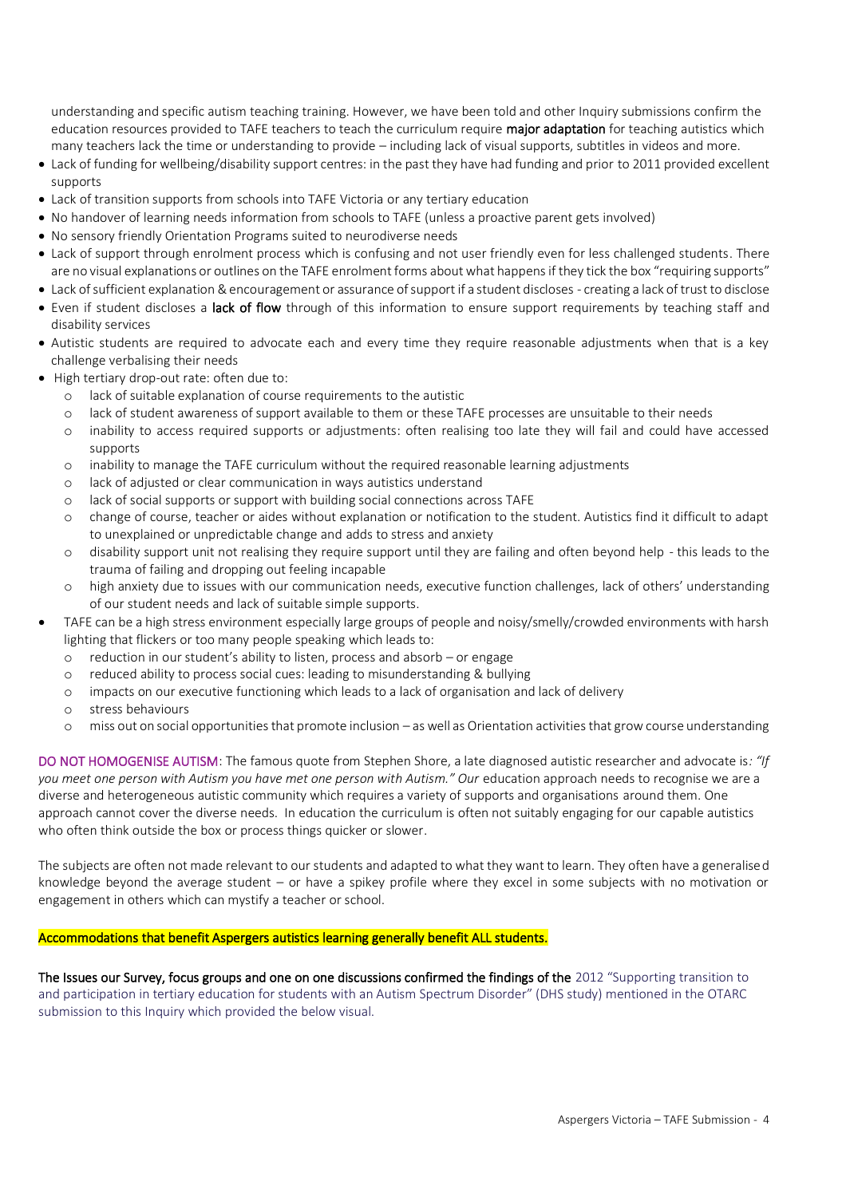understanding and specific autism teaching training. However, we have been told and other Inquiry submissions confirm the education resources provided to TAFE teachers to teach the curriculum require **major adaptation** for teaching autistics which many teachers lack the time or understanding to provide – including lack of visual supports, subtitles in videos and more.

- Lack of funding for wellbeing/disability support centres: in the past they have had funding and prior to 2011 provided excellent supports
- Lack of transition supports from schools into TAFE Victoria or any tertiary education
- No handover of learning needs information from schools to TAFE (unless a proactive parent gets involved)
- No sensory friendly Orientation Programs suited to neurodiverse needs
- Lack of support through enrolment process which is confusing and not user friendly even for less challenged students. There are no visual explanations or outlines on the TAFE enrolment forms about what happens if they tick the box "requiring supports"
- Lack of sufficient explanation & encouragement or assurance of support if a student discloses - creating a lack of trust to disclose
- Even if student discloses a **lack of flow** through of this information to ensure support requirements by teaching staff and disability services
- Autistic students are required to advocate each and every time they require reasonable adjustments when that is a key challenge verbalising their needs
- High tertiary drop-out rate: often due to:
  - lack of suitable explanation of course requirements to the autistic
  - lack of student awareness of support available to them or these TAFE processes are unsuitable to their needs
  - inability to access required supports or adjustments: often realising too late they will fail and could have accessed supports
  - inability to manage the TAFE curriculum without the required reasonable learning adjustments
  - lack of adjusted or clear communication in ways autistics understand
  - lack of social supports or support with building social connections across TAFE
  - change of course, teacher or aides without explanation or notification to the student. Autistics find it difficult to adapt to unexplained or unpredictable change and adds to stress and anxiety
  - disability support unit not realising they require support until they are failing and often beyond help - this leads to the trauma of failing and dropping out feeling incapable
  - high anxiety due to issues with our communication needs, executive function challenges, lack of others' understanding of our student needs and lack of suitable simple supports.
- TAFE can be a high stress environment especially large groups of people and noisy/smelly/crowded environments with harsh lighting that flickers or too many people speaking which leads to:
  - reduction in our student's ability to listen, process and absorb – or engage
  - reduced ability to process social cues: leading to misunderstanding & bullying
  - impacts on our executive functioning which leads to a lack of organisation and lack of delivery
  - stress behaviours
  - miss out on social opportunities that promote inclusion – as well as Orientation activities that grow course understanding

**DO NOT HOMOGENISE AUTISM**: The famous quote from Stephen Shore, a late diagnosed autistic researcher and advocate is*: "If you meet one person with Autism you have met one person with Autism." Our* education approach needs to recognise we are a diverse and heterogeneous autistic community which requires a variety of supports and organisations around them. One approach cannot cover the diverse needs. In education the curriculum is often not suitably engaging for our capable autistics who often think outside the box or process things quicker or slower.

The subjects are often not made relevant to our students and adapted to what they want to learn. They often have a generalised knowledge beyond the average student – or have a spikey profile where they excel in some subjects with no motivation or engagement in others which can mystify a teacher or school.

**Accommodations that benefit Aspergers autistics learning generally benefit ALL students.**

**The Issues our Survey, focus groups and one on one discussions confirmed the findings of the** 2012 "Supporting transition to and participation in tertiary education for students with an Autism Spectrum Disorder" (DHS study) mentioned in the OTARC submission to this Inquiry which provided the below visual.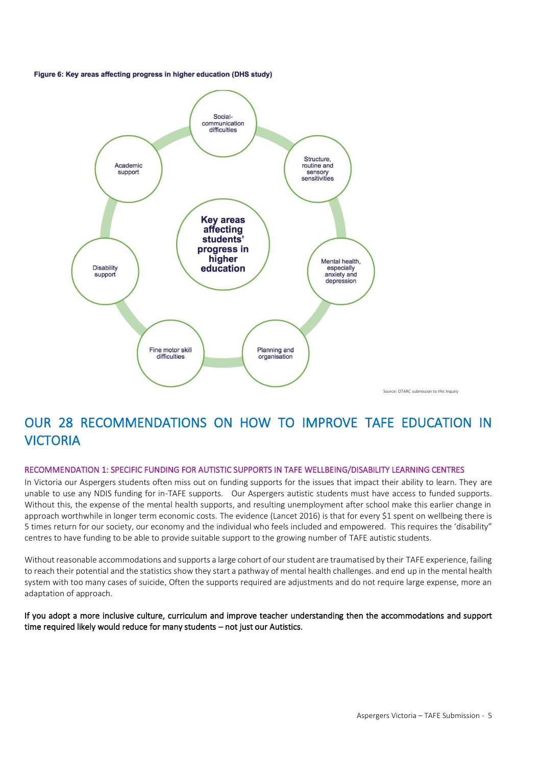**Figure 6: Key areas affecting progress in higher education (DHS study)**

Key areas affecting students' progress in higher education

- Social-communication difficulties
- Structure, routine and sensory sensitivities
- Mental health, especially anxiety and depression
- Planning and organisation
- Fine motor skill difficulties
- Disability support
- Academic support

Source: OTARC submission to this Inquiry

# OUR 28 RECOMMENDATIONS ON HOW TO IMPROVE TAFE EDUCATION IN VICTORIA

### RECOMMENDATION 1: SPECIFIC FUNDING FOR AUTISTIC SUPPORTS IN TAFE WELLBEING/DISABILITY LEARNING CENTRES

In Victoria our Aspergers students often miss out on funding supports for the issues that impact their ability to learn. They are unable to use any NDIS funding for in-TAFE supports. Our Aspergers autistic students must have access to funded supports. Without this, the expense of the mental health supports, and resulting unemployment after school make this earlier change in approach worthwhile in longer term economic costs. The evidence (Lancet 2016) is that for every $1 spent on wellbeing there is 5 times return for our society, our economy and the individual who feels included and empowered. This requires the 'disability" centres to have funding to be able to provide suitable support to the growing number of TAFE autistic students.

Without reasonable accommodations and supports a large cohort of our student are traumatised by their TAFE experience, failing to reach their potential and the statistics show they start a pathway of mental health challenges. and end up in the mental health system with too many cases of suicide. Often the supports required are adjustments and do not require large expense, more an adaptation of approach.

**If you adopt a more inclusive culture, curriculum and improve teacher understanding then the accommodations and support time required likely would reduce for many students – not just our Autistics.**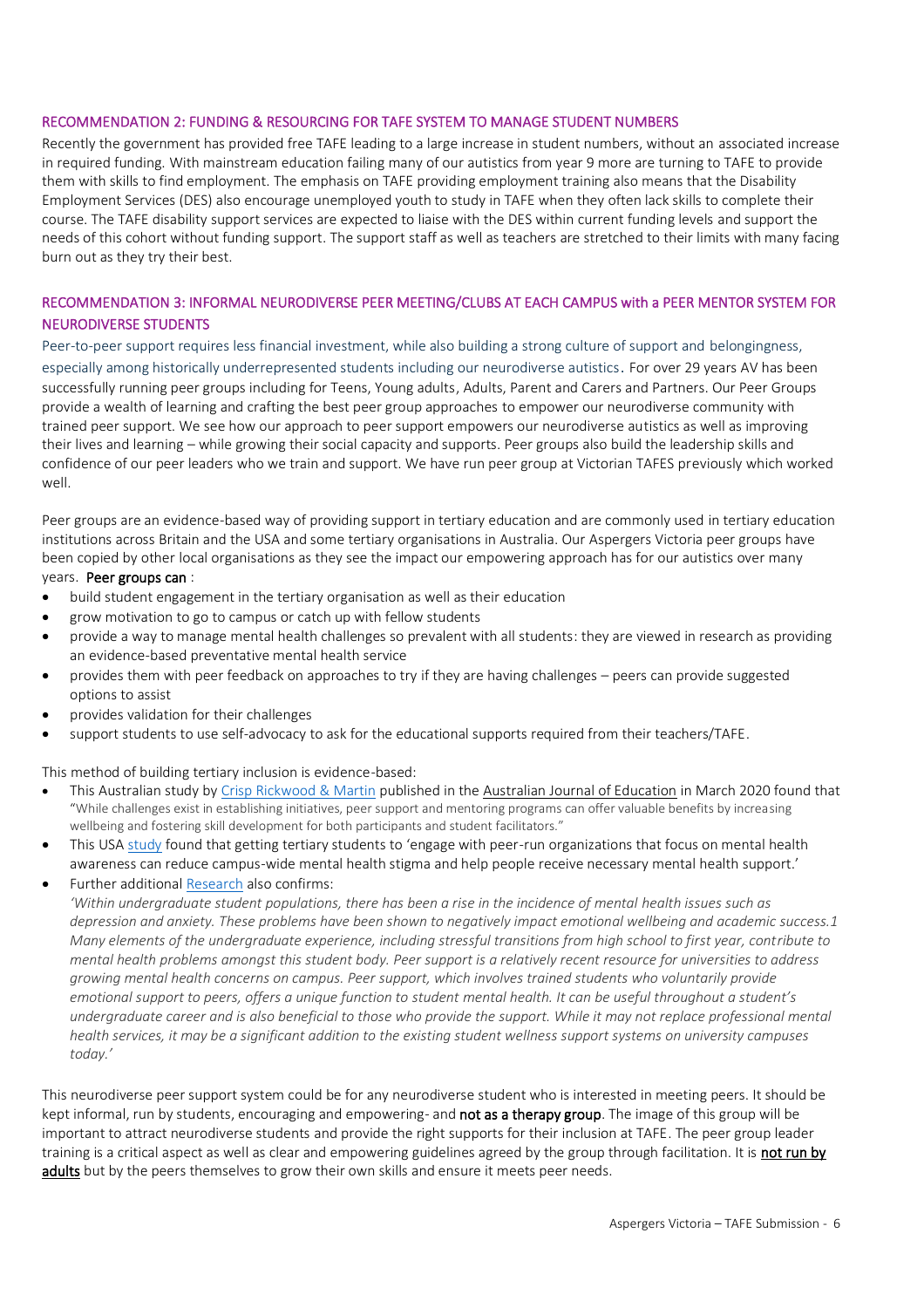## RECOMMENDATION 2: FUNDING & RESOURCING FOR TAFE SYSTEM TO MANAGE STUDENT NUMBERS

Recently the government has provided free TAFE leading to a large increase in student numbers, without an associated increase in required funding. With mainstream education failing many of our autistics from year 9 more are turning to TAFE to provide them with skills to find employment. The emphasis on TAFE providing employment training also means that the Disability Employment Services (DES) also encourage unemployed youth to study in TAFE when they often lack skills to complete their course. The TAFE disability support services are expected to liaise with the DES within current funding levels and support the needs of this cohort without funding support. The support staff as well as teachers are stretched to their limits with many facing burn out as they try their best.

## RECOMMENDATION 3: INFORMAL NEURODIVERSE PEER MEETING/CLUBS AT EACH CAMPUS with a PEER MENTOR SYSTEM FOR NEURODIVERSE STUDENTS

Peer-to-peer support requires less financial investment, while also building a strong culture of support and belongingness, especially among historically underrepresented students including our neurodiverse autistics. For over 29 years AV has been successfully running peer groups including for Teens, Young adults, Adults, Parent and Carers and Partners. Our Peer Groups provide a wealth of learning and crafting the best peer group approaches to empower our neurodiverse community with trained peer support. We see how our approach to peer support empowers our neurodiverse autistics as well as improving their lives and learning – while growing their social capacity and supports. Peer groups also build the leadership skills and confidence of our peer leaders who we train and support. We have run peer group at Victorian TAFES previously which worked well.

Peer groups are an evidence-based way of providing support in tertiary education and are commonly used in tertiary education institutions across Britain and the USA and some tertiary organisations in Australia. Our Aspergers Victoria peer groups have been copied by other local organisations as they see the impact our empowering approach has for our autistics over many years. **Peer groups can** :

- build student engagement in the tertiary organisation as well as their education
- grow motivation to go to campus or catch up with fellow students
- provide a way to manage mental health challenges so prevalent with all students: they are viewed in research as providing an evidence-based preventative mental health service
- provides them with peer feedback on approaches to try if they are having challenges – peers can provide suggested options to assist
- provides validation for their challenges
- support students to use self-advocacy to ask for the educational supports required from their teachers/TAFE.

This method of building tertiary inclusion is evidence-based:

- This Australian study by Crisp Rickwood & Martin published in the Australian Journal of Education in March 2020 found that "While challenges exist in establishing initiatives, peer support and mentoring programs can offer valuable benefits by increasing wellbeing and fostering skill development for both participants and student facilitators."
- This USA study found that getting tertiary students to 'engage with peer-run organizations that focus on mental health awareness can reduce campus-wide mental health stigma and help people receive necessary mental health support.'
- Further additional Research also confirms:
  *'Within undergraduate student populations, there has been a rise in the incidence of mental health issues such as depression and anxiety. These problems have been shown to negatively impact emotional wellbeing and academic success.1 Many elements of the undergraduate experience, including stressful transitions from high school to first year, contribute to mental health problems amongst this student body. Peer support is a relatively recent resource for universities to address growing mental health concerns on campus. Peer support, which involves trained students who voluntarily provide emotional support to peers, offers a unique function to student mental health. It can be useful throughout a student's undergraduate career and is also beneficial to those who provide the support. While it may not replace professional mental health services, it may be a significant addition to the existing student wellness support systems on university campuses today.'*

This neurodiverse peer support system could be for any neurodiverse student who is interested in meeting peers. It should be kept informal, run by students, encouraging and empowering- and **not as a therapy group**. The image of this group will be important to attract neurodiverse students and provide the right supports for their inclusion at TAFE. The peer group leader training is a critical aspect as well as clear and empowering guidelines agreed by the group through facilitation. It is **not run by adults** but by the peers themselves to grow their own skills and ensure it meets peer needs.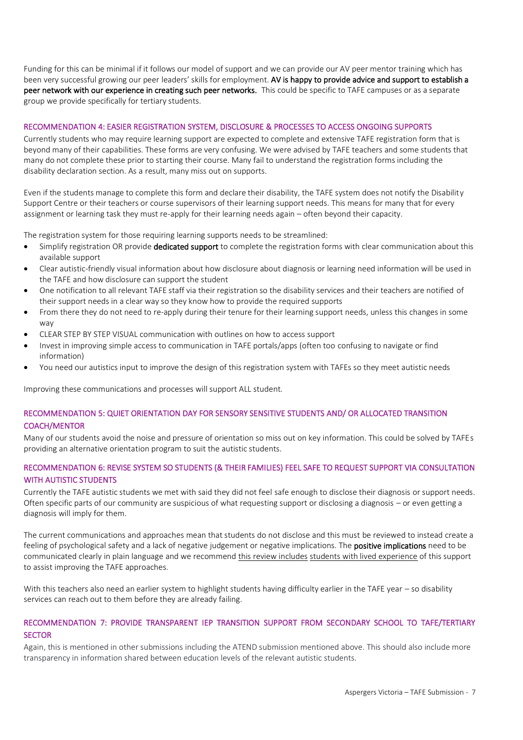Funding for this can be minimal if it follows our model of support and we can provide our AV peer mentor training which has been very successful growing our peer leaders' skills for employment. **AV is happy to provide advice and support to establish a peer network with our experience in creating such peer networks.** This could be specific to TAFE campuses or as a separate group we provide specifically for tertiary students.

### RECOMMENDATION 4: EASIER REGISTRATION SYSTEM, DISCLOSURE & PROCESSES TO ACCESS ONGOING SUPPORTS

Currently students who may require learning support are expected to complete and extensive TAFE registration form that is beyond many of their capabilities. These forms are very confusing. We were advised by TAFE teachers and some students that many do not complete these prior to starting their course. Many fail to understand the registration forms including the disability declaration section. As a result, many miss out on supports.

Even if the students manage to complete this form and declare their disability, the TAFE system does not notify the Disability Support Centre or their teachers or course supervisors of their learning support needs. This means for many that for every assignment or learning task they must re-apply for their learning needs again – often beyond their capacity.

The registration system for those requiring learning supports needs to be streamlined:

- Simplify registration OR provide **dedicated support** to complete the registration forms with clear communication about this available support
- Clear autistic-friendly visual information about how disclosure about diagnosis or learning need information will be used in the TAFE and how disclosure can support the student
- One notification to all relevant TAFE staff via their registration so the disability services and their teachers are notified of their support needs in a clear way so they know how to provide the required supports
- From there they do not need to re-apply during their tenure for their learning support needs, unless this changes in some way
- CLEAR STEP BY STEP VISUAL communication with outlines on how to access support
- Invest in improving simple access to communication in TAFE portals/apps (often too confusing to navigate or find information)
- You need our autistics input to improve the design of this registration system with TAFEs so they meet autistic needs

Improving these communications and processes will support ALL student.

### RECOMMENDATION 5: QUIET ORIENTATION DAY FOR SENSORY SENSITIVE STUDENTS AND/ OR ALLOCATED TRANSITION COACH/MENTOR

Many of our students avoid the noise and pressure of orientation so miss out on key information. This could be solved by TAFEs providing an alternative orientation program to suit the autistic students.

### RECOMMENDATION 6: REVISE SYSTEM SO STUDENTS (& THEIR FAMILIES) FEEL SAFE TO REQUEST SUPPORT VIA CONSULTATION WITH AUTISTIC STUDENTS

Currently the TAFE autistic students we met with said they did not feel safe enough to disclose their diagnosis or support needs. Often specific parts of our community are suspicious of what requesting support or disclosing a diagnosis – or even getting a diagnosis will imply for them.

The current communications and approaches mean that students do not disclose and this must be reviewed to instead create a feeling of psychological safety and a lack of negative judgement or negative implications. The **positive implications** need to be communicated clearly in plain language and we recommend this review includes students with lived experience of this support to assist improving the TAFE approaches.

With this teachers also need an earlier system to highlight students having difficulty earlier in the TAFE year – so disability services can reach out to them before they are already failing.

### RECOMMENDATION 7: PROVIDE TRANSPARENT IEP TRANSITION SUPPORT FROM SECONDARY SCHOOL TO TAFE/TERTIARY SECTOR

Again, this is mentioned in other submissions including the ATEND submission mentioned above. This should also include more transparency in information shared between education levels of the relevant autistic students.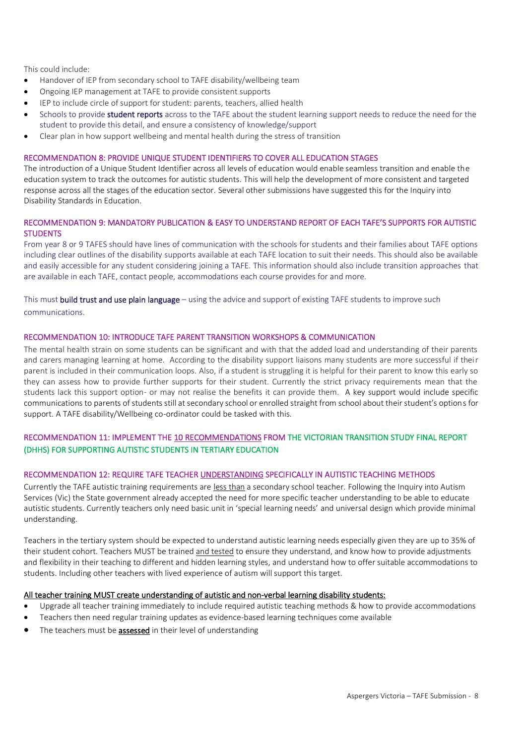This could include:

- Handover of IEP from secondary school to TAFE disability/wellbeing team
- Ongoing IEP management at TAFE to provide consistent supports
- IEP to include circle of support for student: parents, teachers, allied health
- Schools to provide **student reports** across to the TAFE about the student learning support needs to reduce the need for the student to provide this detail, and ensure a consistency of knowledge/support
- Clear plan in how support wellbeing and mental health during the stress of transition

### RECOMMENDATION 8: PROVIDE UNIQUE STUDENT IDENTIFIERS TO COVER ALL EDUCATION STAGES

The introduction of a Unique Student Identifier across all levels of education would enable seamless transition and enable the education system to track the outcomes for autistic students. This will help the development of more consistent and targeted response across all the stages of the education sector. Several other submissions have suggested this for the Inquiry into Disability Standards in Education.

### RECOMMENDATION 9: MANDATORY PUBLICATION & EASY TO UNDERSTAND REPORT OF EACH TAFE'S SUPPORTS FOR AUTISTIC STUDENTS

From year 8 or 9 TAFES should have lines of communication with the schools for students and their families about TAFE options including clear outlines of the disability supports available at each TAFE location to suit their needs. This should also be available and easily accessible for any student considering joining a TAFE. This information should also include transition approaches that are available in each TAFE, contact people, accommodations each course provides for and more.

This must **build trust and use plain language** – using the advice and support of existing TAFE students to improve such communications.

### RECOMMENDATION 10: INTRODUCE TAFE PARENT TRANSITION WORKSHOPS & COMMUNICATION

The mental health strain on some students can be significant and with that the added load and understanding of their parents and carers managing learning at home. According to the disability support liaisons many students are more successful if their parent is included in their communication loops. Also, if a student is struggling it is helpful for their parent to know this early so they can assess how to provide further supports for their student. Currently the strict privacy requirements mean that the students lack this support option- or may not realise the benefits it can provide them. A key support would include specific communications to parents of students still at secondary school or enrolled straight from school about their student's options for support. A TAFE disability/Wellbeing co-ordinator could be tasked with this.

### RECOMMENDATION 11: IMPLEMENT THE 10 RECOMMENDATIONS FROM THE VICTORIAN TRANSITION STUDY FINAL REPORT (DHHS) FOR SUPPORTING AUTISTIC STUDENTS IN TERTIARY EDUCATION

### RECOMMENDATION 12: REQUIRE TAFE TEACHER UNDERSTANDING SPECIFICALLY IN AUTISTIC TEACHING METHODS

Currently the TAFE autistic training requirements are less than a secondary school teacher. Following the Inquiry into Autism Services (Vic) the State government already accepted the need for more specific teacher understanding to be able to educate autistic students. Currently teachers only need basic unit in 'special learning needs' and universal design which provide minimal understanding.

Teachers in the tertiary system should be expected to understand autistic learning needs especially given they are up to 35% of their student cohort. Teachers MUST be trained and tested to ensure they understand, and know how to provide adjustments and flexibility in their teaching to different and hidden learning styles, and understand how to offer suitable accommodations to students. Including other teachers with lived experience of autism will support this target.

**All teacher training MUST create understanding of autistic and non-verbal learning disability students:**

- Upgrade all teacher training immediately to include required autistic teaching methods & how to provide accommodations
- Teachers then need regular training updates as evidence-based learning techniques come available
- The teachers must be **assessed** in their level of understanding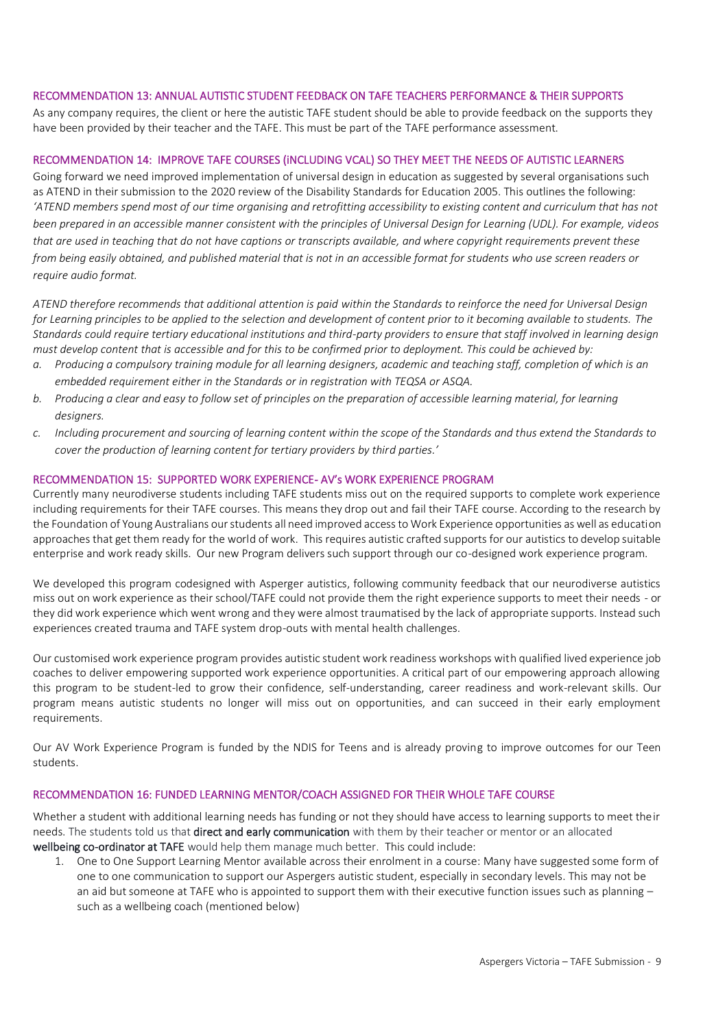### RECOMMENDATION 13: ANNUAL AUTISTIC STUDENT FEEDBACK ON TAFE TEACHERS PERFORMANCE & THEIR SUPPORTS

As any company requires, the client or here the autistic TAFE student should be able to provide feedback on the supports they have been provided by their teacher and the TAFE. This must be part of the TAFE performance assessment.

### RECOMMENDATION 14: IMPROVE TAFE COURSES (iNCLUDING VCAL) SO THEY MEET THE NEEDS OF AUTISTIC LEARNERS

Going forward we need improved implementation of universal design in education as suggested by several organisations such as ATEND in their submission to the 2020 review of the Disability Standards for Education 2005. This outlines the following: *'ATEND members spend most of our time organising and retrofitting accessibility to existing content and curriculum that has not been prepared in an accessible manner consistent with the principles of Universal Design for Learning (UDL). For example, videos that are used in teaching that do not have captions or transcripts available, and where copyright requirements prevent these from being easily obtained, and published material that is not in an accessible format for students who use screen readers or require audio format.*

*ATEND therefore recommends that additional attention is paid within the Standards to reinforce the need for Universal Design for Learning principles to be applied to the selection and development of content prior to it becoming available to students. The Standards could require tertiary educational institutions and third-party providers to ensure that staff involved in learning design must develop content that is accessible and for this to be confirmed prior to deployment. This could be achieved by:*

*a. Producing a compulsory training module for all learning designers, academic and teaching staff, completion of which is an embedded requirement either in the Standards or in registration with TEQSA or ASQA.*
*b. Producing a clear and easy to follow set of principles on the preparation of accessible learning material, for learning designers.*
*c. Including procurement and sourcing of learning content within the scope of the Standards and thus extend the Standards to cover the production of learning content for tertiary providers by third parties.'*

### RECOMMENDATION 15: SUPPORTED WORK EXPERIENCE- AV's WORK EXPERIENCE PROGRAM

Currently many neurodiverse students including TAFE students miss out on the required supports to complete work experience including requirements for their TAFE courses. This means they drop out and fail their TAFE course. According to the research by the Foundation of Young Australians our students all need improved access to Work Experience opportunities as well as education approaches that get them ready for the world of work. This requires autistic crafted supports for our autistics to develop suitable enterprise and work ready skills. Our new Program delivers such support through our co-designed work experience program.

We developed this program codesigned with Asperger autistics, following community feedback that our neurodiverse autistics miss out on work experience as their school/TAFE could not provide them the right experience supports to meet their needs - or they did work experience which went wrong and they were almost traumatised by the lack of appropriate supports. Instead such experiences created trauma and TAFE system drop-outs with mental health challenges.

Our customised work experience program provides autistic student work readiness workshops with qualified lived experience job coaches to deliver empowering supported work experience opportunities. A critical part of our empowering approach allowing this program to be student-led to grow their confidence, self-understanding, career readiness and work-relevant skills. Our program means autistic students no longer will miss out on opportunities, and can succeed in their early employment requirements.

Our AV Work Experience Program is funded by the NDIS for Teens and is already proving to improve outcomes for our Teen students.

### RECOMMENDATION 16: FUNDED LEARNING MENTOR/COACH ASSIGNED FOR THEIR WHOLE TAFE COURSE

Whether a student with additional learning needs has funding or not they should have access to learning supports to meet their needs. The students told us that **direct and early communication** with them by their teacher or mentor or an allocated **wellbeing co-ordinator at TAFE** would help them manage much better. This could include:

1. One to One Support Learning Mentor available across their enrolment in a course: Many have suggested some form of one to one communication to support our Aspergers autistic student, especially in secondary levels. This may not be an aid but someone at TAFE who is appointed to support them with their executive function issues such as planning – such as a wellbeing coach (mentioned below)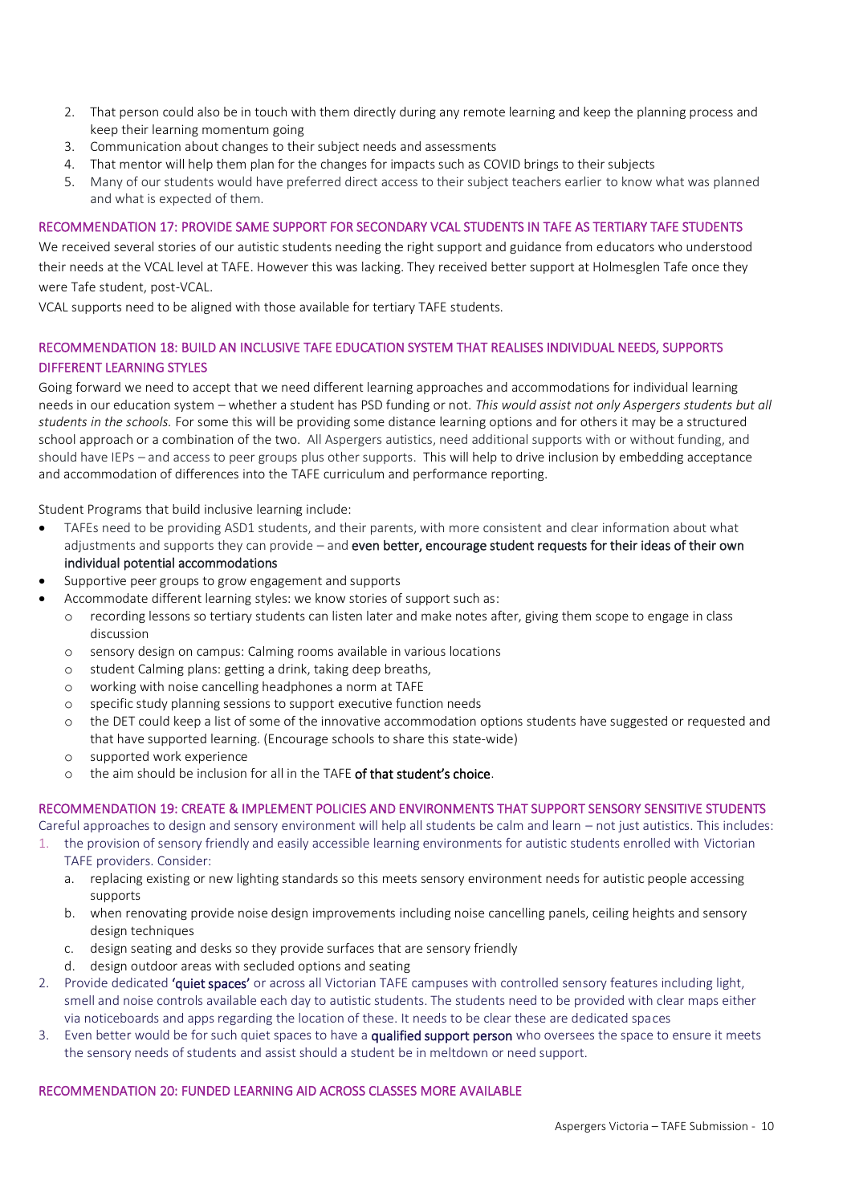2. That person could also be in touch with them directly during any remote learning and keep the planning process and keep their learning momentum going
3. Communication about changes to their subject needs and assessments
4. That mentor will help them plan for the changes for impacts such as COVID brings to their subjects
5. Many of our students would have preferred direct access to their subject teachers earlier to know what was planned and what is expected of them.

### RECOMMENDATION 17: PROVIDE SAME SUPPORT FOR SECONDARY VCAL STUDENTS IN TAFE AS TERTIARY TAFE STUDENTS

We received several stories of our autistic students needing the right support and guidance from educators who understood their needs at the VCAL level at TAFE. However this was lacking. They received better support at Holmesglen Tafe once they were Tafe student, post-VCAL.

VCAL supports need to be aligned with those available for tertiary TAFE students.

### RECOMMENDATION 18: BUILD AN INCLUSIVE TAFE EDUCATION SYSTEM THAT REALISES INDIVIDUAL NEEDS, SUPPORTS DIFFERENT LEARNING STYLES

Going forward we need to accept that we need different learning approaches and accommodations for individual learning needs in our education system – whether a student has PSD funding or not. *This would assist not only Aspergers students but all students in the schools.* For some this will be providing some distance learning options and for others it may be a structured school approach or a combination of the two. All Aspergers autistics, need additional supports with or without funding, and should have IEPs – and access to peer groups plus other supports. This will help to drive inclusion by embedding acceptance and accommodation of differences into the TAFE curriculum and performance reporting.

Student Programs that build inclusive learning include:

- TAFEs need to be providing ASD1 students, and their parents, with more consistent and clear information about what adjustments and supports they can provide – and **even better, encourage student requests for their ideas of their own individual potential accommodations**
- Supportive peer groups to grow engagement and supports
- Accommodate different learning styles: we know stories of support such as:
  - recording lessons so tertiary students can listen later and make notes after, giving them scope to engage in class discussion
  - sensory design on campus: Calming rooms available in various locations
  - student Calming plans: getting a drink, taking deep breaths,
  - working with noise cancelling headphones a norm at TAFE
  - specific study planning sessions to support executive function needs
  - the DET could keep a list of some of the innovative accommodation options students have suggested or requested and that have supported learning. (Encourage schools to share this state-wide)
  - supported work experience
  - the aim should be inclusion for all in the TAFE **of that student's choice**.

### RECOMMENDATION 19: CREATE & IMPLEMENT POLICIES AND ENVIRONMENTS THAT SUPPORT SENSORY SENSITIVE STUDENTS

Careful approaches to design and sensory environment will help all students be calm and learn – not just autistics. This includes:

1. the provision of sensory friendly and easily accessible learning environments for autistic students enrolled with Victorian TAFE providers. Consider:
   a. replacing existing or new lighting standards so this meets sensory environment needs for autistic people accessing supports
   b. when renovating provide noise design improvements including noise cancelling panels, ceiling heights and sensory design techniques
   c. design seating and desks so they provide surfaces that are sensory friendly
   d. design outdoor areas with secluded options and seating
2. Provide dedicated **'quiet spaces'** or across all Victorian TAFE campuses with controlled sensory features including light, smell and noise controls available each day to autistic students. The students need to be provided with clear maps either via noticeboards and apps regarding the location of these. It needs to be clear these are dedicated spaces
3. Even better would be for such quiet spaces to have a **qualified support person** who oversees the space to ensure it meets the sensory needs of students and assist should a student be in meltdown or need support.

### RECOMMENDATION 20: FUNDED LEARNING AID ACROSS CLASSES MORE AVAILABLE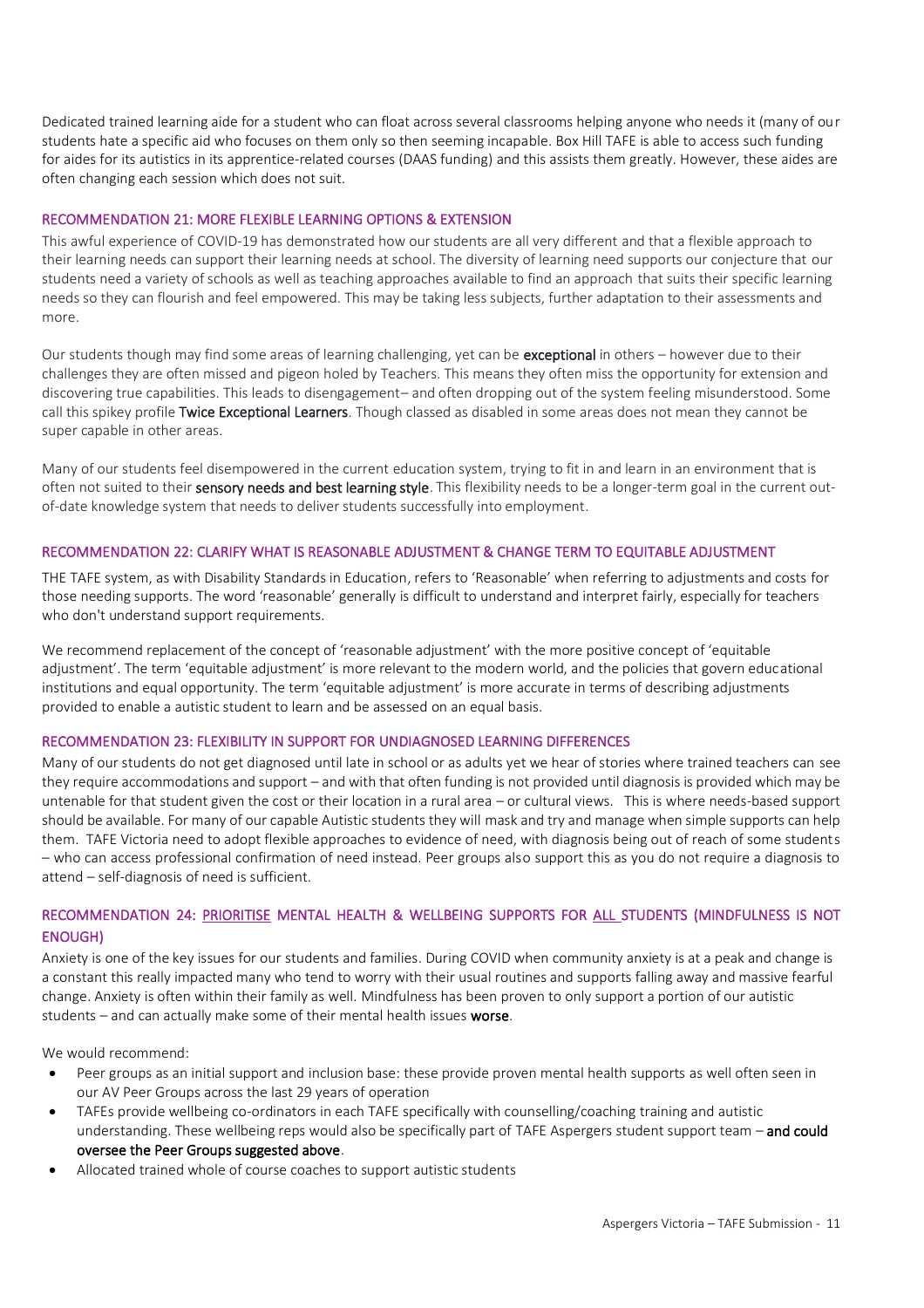Dedicated trained learning aide for a student who can float across several classrooms helping anyone who needs it (many of our students hate a specific aid who focuses on them only so then seeming incapable. Box Hill TAFE is able to access such funding for aides for its autistics in its apprentice-related courses (DAAS funding) and this assists them greatly. However, these aides are often changing each session which does not suit.

### RECOMMENDATION 21: MORE FLEXIBLE LEARNING OPTIONS & EXTENSION

This awful experience of COVID-19 has demonstrated how our students are all very different and that a flexible approach to their learning needs can support their learning needs at school. The diversity of learning need supports our conjecture that our students need a variety of schools as well as teaching approaches available to find an approach that suits their specific learning needs so they can flourish and feel empowered. This may be taking less subjects, further adaptation to their assessments and more.

Our students though may find some areas of learning challenging, yet can be **exceptional** in others – however due to their challenges they are often missed and pigeon holed by Teachers. This means they often miss the opportunity for extension and discovering true capabilities. This leads to disengagement– and often dropping out of the system feeling misunderstood. Some call this spikey profile **Twice Exceptional Learners**. Though classed as disabled in some areas does not mean they cannot be super capable in other areas.

Many of our students feel disempowered in the current education system, trying to fit in and learn in an environment that is often not suited to their **sensory needs and best learning style**. This flexibility needs to be a longer-term goal in the current out-of-date knowledge system that needs to deliver students successfully into employment.

### RECOMMENDATION 22: CLARIFY WHAT IS REASONABLE ADJUSTMENT & CHANGE TERM TO EQUITABLE ADJUSTMENT

THE TAFE system, as with Disability Standards in Education, refers to 'Reasonable' when referring to adjustments and costs for those needing supports. The word 'reasonable' generally is difficult to understand and interpret fairly, especially for teachers who don't understand support requirements.

We recommend replacement of the concept of 'reasonable adjustment' with the more positive concept of 'equitable adjustment'. The term 'equitable adjustment' is more relevant to the modern world, and the policies that govern educational institutions and equal opportunity. The term 'equitable adjustment' is more accurate in terms of describing adjustments provided to enable a autistic student to learn and be assessed on an equal basis.

### RECOMMENDATION 23: FLEXIBILITY IN SUPPORT FOR UNDIAGNOSED LEARNING DIFFERENCES

Many of our students do not get diagnosed until late in school or as adults yet we hear of stories where trained teachers can see they require accommodations and support – and with that often funding is not provided until diagnosis is provided which may be untenable for that student given the cost or their location in a rural area – or cultural views. This is where needs-based support should be available. For many of our capable Autistic students they will mask and try and manage when simple supports can help them. TAFE Victoria need to adopt flexible approaches to evidence of need, with diagnosis being out of reach of some students – who can access professional confirmation of need instead. Peer groups also support this as you do not require a diagnosis to attend – self-diagnosis of need is sufficient.

### RECOMMENDATION 24: PRIORITISE MENTAL HEALTH & WELLBEING SUPPORTS FOR ALL STUDENTS (MINDFULNESS IS NOT ENOUGH)

Anxiety is one of the key issues for our students and families. During COVID when community anxiety is at a peak and change is a constant this really impacted many who tend to worry with their usual routines and supports falling away and massive fearful change. Anxiety is often within their family as well. Mindfulness has been proven to only support a portion of our autistic students – and can actually make some of their mental health issues **worse**.

We would recommend:

- Peer groups as an initial support and inclusion base: these provide proven mental health supports as well often seen in our AV Peer Groups across the last 29 years of operation
- TAFEs provide wellbeing co-ordinators in each TAFE specifically with counselling/coaching training and autistic understanding. These wellbeing reps would also be specifically part of TAFE Aspergers student support team – **and could oversee the Peer Groups suggested above**.
- Allocated trained whole of course coaches to support autistic students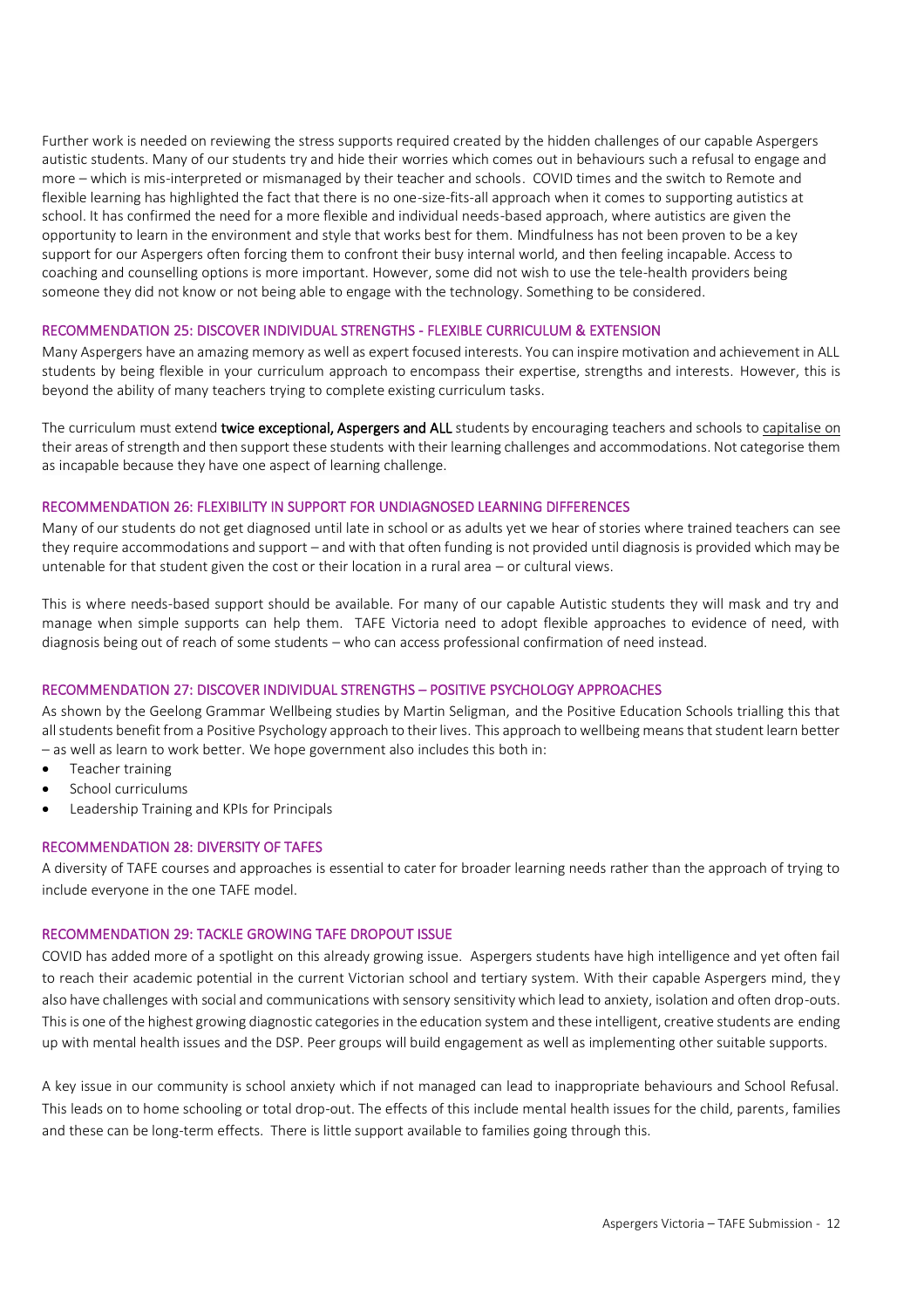Further work is needed on reviewing the stress supports required created by the hidden challenges of our capable Aspergers autistic students. Many of our students try and hide their worries which comes out in behaviours such a refusal to engage and more – which is mis-interpreted or mismanaged by their teacher and schools. COVID times and the switch to Remote and flexible learning has highlighted the fact that there is no one-size-fits-all approach when it comes to supporting autistics at school. It has confirmed the need for a more flexible and individual needs-based approach, where autistics are given the opportunity to learn in the environment and style that works best for them. Mindfulness has not been proven to be a key support for our Aspergers often forcing them to confront their busy internal world, and then feeling incapable. Access to coaching and counselling options is more important. However, some did not wish to use the tele-health providers being someone they did not know or not being able to engage with the technology. Something to be considered.

### RECOMMENDATION 25: DISCOVER INDIVIDUAL STRENGTHS - FLEXIBLE CURRICULUM & EXTENSION

Many Aspergers have an amazing memory as well as expert focused interests. You can inspire motivation and achievement in ALL students by being flexible in your curriculum approach to encompass their expertise, strengths and interests. However, this is beyond the ability of many teachers trying to complete existing curriculum tasks.

The curriculum must extend **twice exceptional, Aspergers and ALL** students by encouraging teachers and schools to capitalise on their areas of strength and then support these students with their learning challenges and accommodations. Not categorise them as incapable because they have one aspect of learning challenge.

### RECOMMENDATION 26: FLEXIBILITY IN SUPPORT FOR UNDIAGNOSED LEARNING DIFFERENCES

Many of our students do not get diagnosed until late in school or as adults yet we hear of stories where trained teachers can see they require accommodations and support – and with that often funding is not provided until diagnosis is provided which may be untenable for that student given the cost or their location in a rural area – or cultural views.

This is where needs-based support should be available. For many of our capable Autistic students they will mask and try and manage when simple supports can help them. TAFE Victoria need to adopt flexible approaches to evidence of need, with diagnosis being out of reach of some students – who can access professional confirmation of need instead.

### RECOMMENDATION 27: DISCOVER INDIVIDUAL STRENGTHS – POSITIVE PSYCHOLOGY APPROACHES

As shown by the Geelong Grammar Wellbeing studies by Martin Seligman, and the Positive Education Schools trialling this that all students benefit from a Positive Psychology approach to their lives. This approach to wellbeing means that student learn better – as well as learn to work better. We hope government also includes this both in:

- Teacher training
- School curriculums
- Leadership Training and KPIs for Principals

### RECOMMENDATION 28: DIVERSITY OF TAFES

A diversity of TAFE courses and approaches is essential to cater for broader learning needs rather than the approach of trying to include everyone in the one TAFE model.

### RECOMMENDATION 29: TACKLE GROWING TAFE DROPOUT ISSUE

COVID has added more of a spotlight on this already growing issue. Aspergers students have high intelligence and yet often fail to reach their academic potential in the current Victorian school and tertiary system. With their capable Aspergers mind, they also have challenges with social and communications with sensory sensitivity which lead to anxiety, isolation and often drop-outs. This is one of the highest growing diagnostic categories in the education system and these intelligent, creative students are ending up with mental health issues and the DSP. Peer groups will build engagement as well as implementing other suitable supports.

A key issue in our community is school anxiety which if not managed can lead to inappropriate behaviours and School Refusal. This leads on to home schooling or total drop-out. The effects of this include mental health issues for the child, parents, families and these can be long-term effects. There is little support available to families going through this.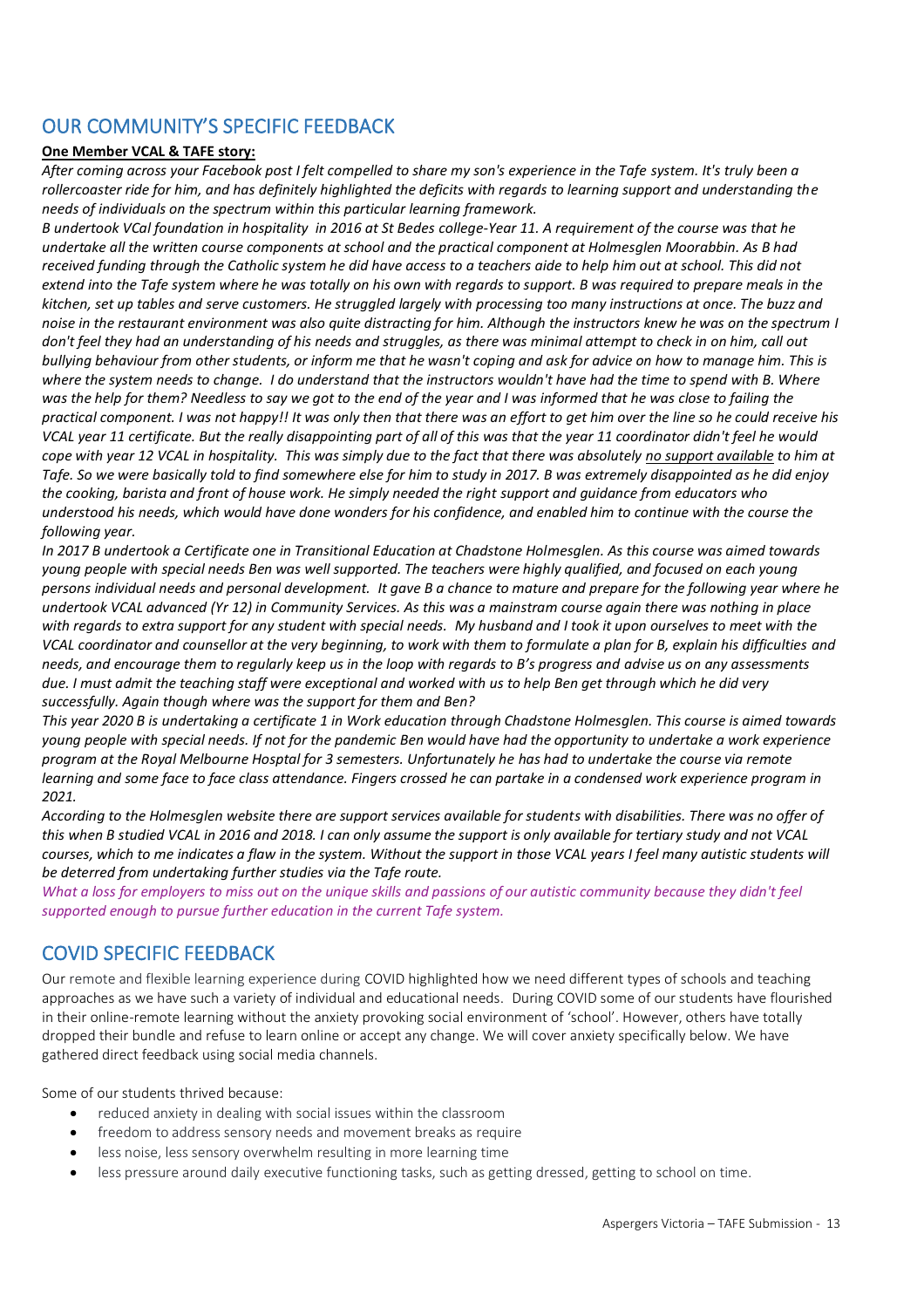## OUR COMMUNITY'S SPECIFIC FEEDBACK

**One Member VCAL & TAFE story:**

*After coming across your Facebook post I felt compelled to share my son's experience in the Tafe system. It's truly been a rollercoaster ride for him, and has definitely highlighted the deficits with regards to learning support and understanding the needs of individuals on the spectrum within this particular learning framework.*

*B undertook VCal foundation in hospitality in 2016 at St Bedes college-Year 11. A requirement of the course was that he undertake all the written course components at school and the practical component at Holmesglen Moorabbin. As B had received funding through the Catholic system he did have access to a teachers aide to help him out at school. This did not extend into the Tafe system where he was totally on his own with regards to support. B was required to prepare meals in the kitchen, set up tables and serve customers. He struggled largely with processing too many instructions at once. The buzz and noise in the restaurant environment was also quite distracting for him. Although the instructors knew he was on the spectrum I don't feel they had an understanding of his needs and struggles, as there was minimal attempt to check in on him, call out bullying behaviour from other students, or inform me that he wasn't coping and ask for advice on how to manage him. This is where the system needs to change. I do understand that the instructors wouldn't have had the time to spend with B. Where was the help for them? Needless to say we got to the end of the year and I was informed that he was close to failing the practical component. I was not happy!! It was only then that there was an effort to get him over the line so he could receive his VCAL year 11 certificate. But the really disappointing part of all of this was that the year 11 coordinator didn't feel he would cope with year 12 VCAL in hospitality. This was simply due to the fact that there was absolutely <u>no support available</u> to him at Tafe. So we were basically told to find somewhere else for him to study in 2017. B was extremely disappointed as he did enjoy the cooking, barista and front of house work. He simply needed the right support and guidance from educators who understood his needs, which would have done wonders for his confidence, and enabled him to continue with the course the following year.*

*In 2017 B undertook a Certificate one in Transitional Education at Chadstone Holmesglen. As this course was aimed towards young people with special needs Ben was well supported. The teachers were highly qualified, and focused on each young persons individual needs and personal development. It gave B a chance to mature and prepare for the following year where he undertook VCAL advanced (Yr 12) in Community Services. As this was a mainstram course again there was nothing in place with regards to extra support for any student with special needs. My husband and I took it upon ourselves to meet with the VCAL coordinator and counsellor at the very beginning, to work with them to formulate a plan for B, explain his difficulties and needs, and encourage them to regularly keep us in the loop with regards to B's progress and advise us on any assessments due. I must admit the teaching staff were exceptional and worked with us to help Ben get through which he did very successfully. Again though where was the support for them and Ben?*

*This year 2020 B is undertaking a certificate 1 in Work education through Chadstone Holmesglen. This course is aimed towards young people with special needs. If not for the pandemic Ben would have had the opportunity to undertake a work experience program at the Royal Melbourne Hosptal for 3 semesters. Unfortunately he has had to undertake the course via remote learning and some face to face class attendance. Fingers crossed he can partake in a condensed work experience program in 2021.*

*According to the Holmesglen website there are support services available for students with disabilities. There was no offer of this when B studied VCAL in 2016 and 2018. I can only assume the support is only available for tertiary study and not VCAL courses, which to me indicates a flaw in the system. Without the support in those VCAL years I feel many autistic students will be deterred from undertaking further studies via the Tafe route.*

*What a loss for employers to miss out on the unique skills and passions of our autistic community because they didn't feel supported enough to pursue further education in the current Tafe system.*

## COVID SPECIFIC FEEDBACK

Our remote and flexible learning experience during COVID highlighted how we need different types of schools and teaching approaches as we have such a variety of individual and educational needs. During COVID some of our students have flourished in their online-remote learning without the anxiety provoking social environment of 'school'. However, others have totally dropped their bundle and refuse to learn online or accept any change. We will cover anxiety specifically below. We have gathered direct feedback using social media channels.

Some of our students thrived because:

- reduced anxiety in dealing with social issues within the classroom
- freedom to address sensory needs and movement breaks as require
- less noise, less sensory overwhelm resulting in more learning time
- less pressure around daily executive functioning tasks, such as getting dressed, getting to school on time.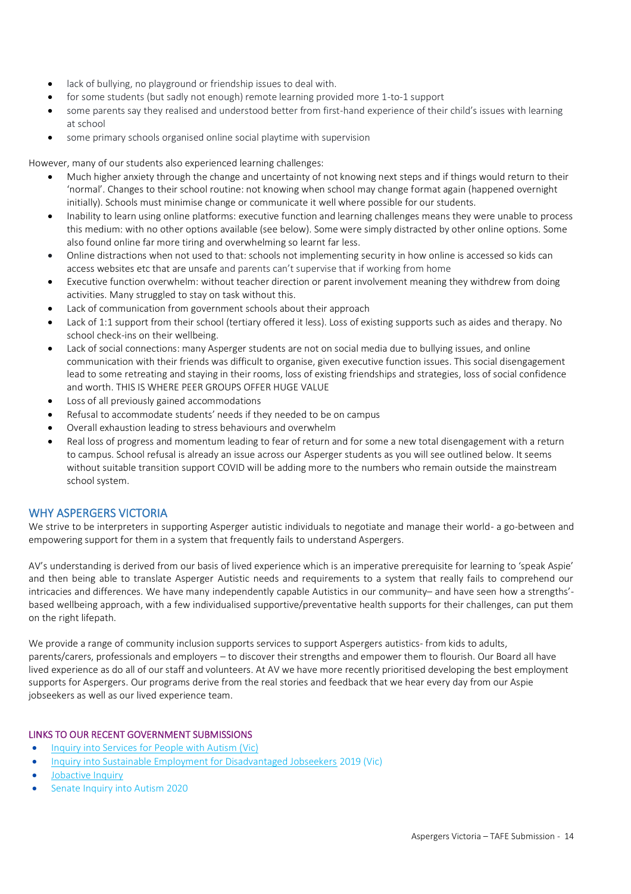- lack of bullying, no playground or friendship issues to deal with.
- for some students (but sadly not enough) remote learning provided more 1-to-1 support
- some parents say they realised and understood better from first-hand experience of their child's issues with learning at school
- some primary schools organised online social playtime with supervision

However, many of our students also experienced learning challenges:

- Much higher anxiety through the change and uncertainty of not knowing next steps and if things would return to their 'normal'. Changes to their school routine: not knowing when school may change format again (happened overnight initially). Schools must minimise change or communicate it well where possible for our students.
- Inability to learn using online platforms: executive function and learning challenges means they were unable to process this medium: with no other options available (see below). Some were simply distracted by other online options. Some also found online far more tiring and overwhelming so learnt far less.
- Online distractions when not used to that: schools not implementing security in how online is accessed so kids can access websites etc that are unsafe and parents can't supervise that if working from home
- Executive function overwhelm: without teacher direction or parent involvement meaning they withdrew from doing activities. Many struggled to stay on task without this.
- Lack of communication from government schools about their approach
- Lack of 1:1 support from their school (tertiary offered it less). Loss of existing supports such as aides and therapy. No school check-ins on their wellbeing.
- Lack of social connections: many Asperger students are not on social media due to bullying issues, and online communication with their friends was difficult to organise, given executive function issues. This social disengagement lead to some retreating and staying in their rooms, loss of existing friendships and strategies, loss of social confidence and worth. THIS IS WHERE PEER GROUPS OFFER HUGE VALUE
- Loss of all previously gained accommodations
- Refusal to accommodate students' needs if they needed to be on campus
- Overall exhaustion leading to stress behaviours and overwhelm
- Real loss of progress and momentum leading to fear of return and for some a new total disengagement with a return to campus. School refusal is already an issue across our Asperger students as you will see outlined below. It seems without suitable transition support COVID will be adding more to the numbers who remain outside the mainstream school system.

## WHY ASPERGERS VICTORIA

We strive to be interpreters in supporting Asperger autistic individuals to negotiate and manage their world- a go-between and empowering support for them in a system that frequently fails to understand Aspergers.

AV's understanding is derived from our basis of lived experience which is an imperative prerequisite for learning to 'speak Aspie' and then being able to translate Asperger Autistic needs and requirements to a system that really fails to comprehend our intricacies and differences. We have many independently capable Autistics in our community– and have seen how a strengths'-based wellbeing approach, with a few individualised supportive/preventative health supports for their challenges, can put them on the right lifepath.

We provide a range of community inclusion supports services to support Aspergers autistics- from kids to adults, parents/carers, professionals and employers – to discover their strengths and empower them to flourish. Our Board all have lived experience as do all of our staff and volunteers. At AV we have more recently prioritised developing the best employment supports for Aspergers. Our programs derive from the real stories and feedback that we hear every day from our Aspie jobseekers as well as our lived experience team.

### LINKS TO OUR RECENT GOVERNMENT SUBMISSIONS

- Inquiry into Services for People with Autism (Vic)
- Inquiry into Sustainable Employment for Disadvantaged Jobseekers 2019 (Vic)
- Jobactive Inquiry
- Senate Inquiry into Autism 2020